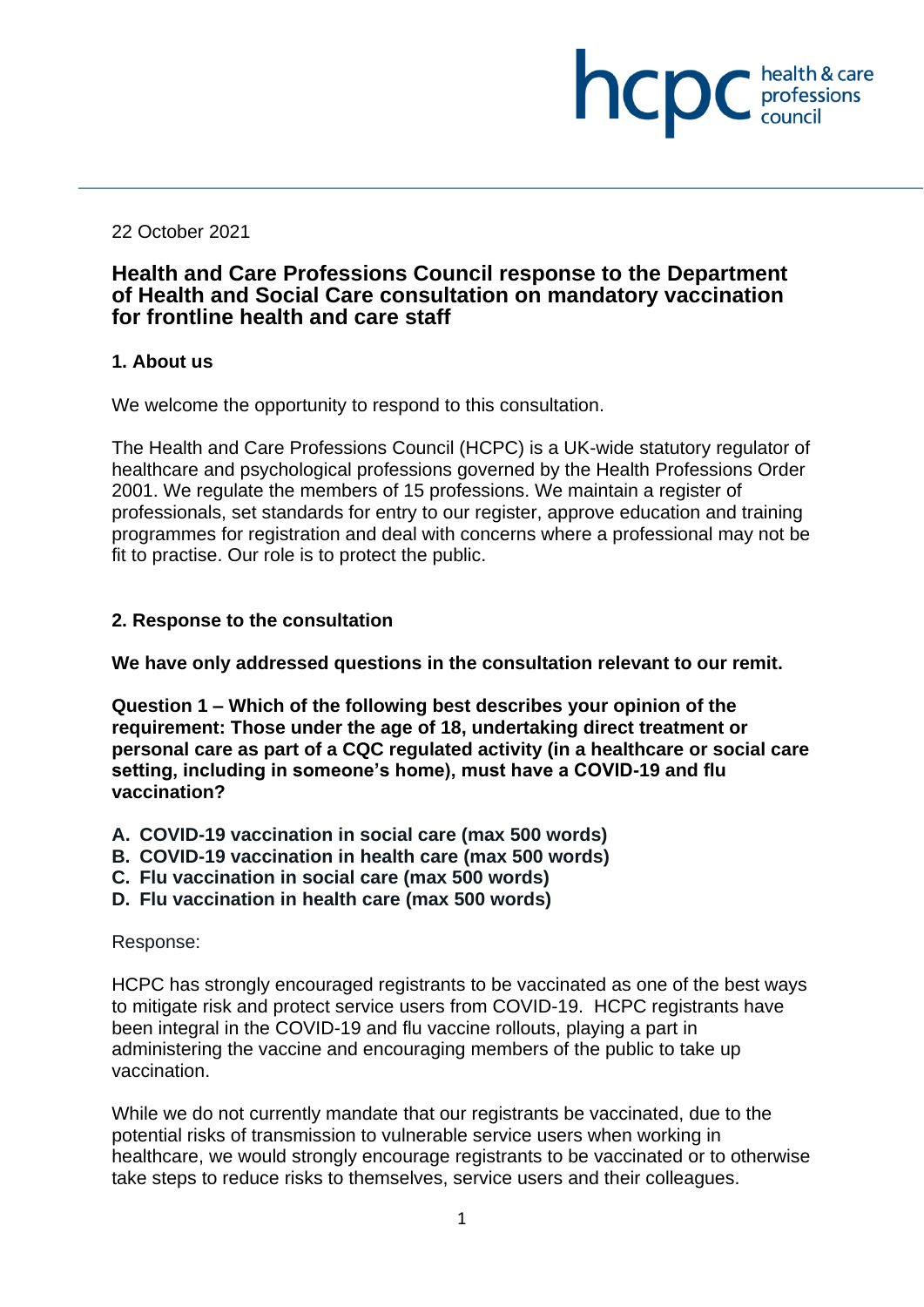22 October 2021

# Health and Care Professions Council response to the Department of Health and Social Care consultation on mandatory vaccination for frontline health and care staff

## 1. About us

We welcome the opportunity to respond to this consultation.

The Health and Care Professions Council (HCPC) is a UK-wide statutory regulator of healthcare and psychological professions governed by the Health Professions Order 2001. We regulate the members of 15 professions. We maintain a register of professionals, set standards for entry to our register, approve education and training programmes for registration and deal with concerns where a professional may not be fit to practise. Our role is to protect the public.

## 2. Response to the consultation

**We have only addressed questions in the consultation relevant to our remit.**

**Question 1 – Which of the following best describes your opinion of the requirement: Those under the age of 18, undertaking direct treatment or personal care as part of a CQC regulated activity (in a healthcare or social care setting, including in someone's home), must have a COVID-19 and flu vaccination?**

**A. COVID-19 vaccination in social care (max 500 words)**
**B. COVID-19 vaccination in health care (max 500 words)**
**C. Flu vaccination in social care (max 500 words)**
**D. Flu vaccination in health care (max 500 words)**

Response:

HCPC has strongly encouraged registrants to be vaccinated as one of the best ways to mitigate risk and protect service users from COVID-19. HCPC registrants have been integral in the COVID-19 and flu vaccine rollouts, playing a part in administering the vaccine and encouraging members of the public to take up vaccination.

While we do not currently mandate that our registrants be vaccinated, due to the potential risks of transmission to vulnerable service users when working in healthcare, we would strongly encourage registrants to be vaccinated or to otherwise take steps to reduce risks to themselves, service users and their colleagues.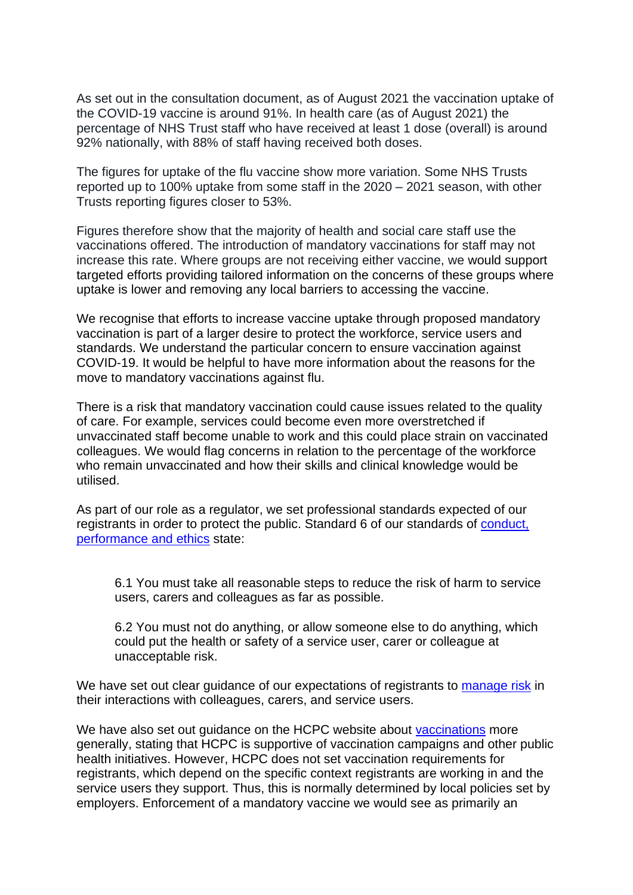As set out in the consultation document, as of August 2021 the vaccination uptake of the COVID-19 vaccine is around 91%. In health care (as of August 2021) the percentage of NHS Trust staff who have received at least 1 dose (overall) is around 92% nationally, with 88% of staff having received both doses.

The figures for uptake of the flu vaccine show more variation. Some NHS Trusts reported up to 100% uptake from some staff in the 2020 – 2021 season, with other Trusts reporting figures closer to 53%.

Figures therefore show that the majority of health and social care staff use the vaccinations offered. The introduction of mandatory vaccinations for staff may not increase this rate. Where groups are not receiving either vaccine, we would support targeted efforts providing tailored information on the concerns of these groups where uptake is lower and removing any local barriers to accessing the vaccine.

We recognise that efforts to increase vaccine uptake through proposed mandatory vaccination is part of a larger desire to protect the workforce, service users and standards. We understand the particular concern to ensure vaccination against COVID-19. It would be helpful to have more information about the reasons for the move to mandatory vaccinations against flu.

There is a risk that mandatory vaccination could cause issues related to the quality of care. For example, services could become even more overstretched if unvaccinated staff become unable to work and this could place strain on vaccinated colleagues. We would flag concerns in relation to the percentage of the workforce who remain unvaccinated and how their skills and clinical knowledge would be utilised.

As part of our role as a regulator, we set professional standards expected of our registrants in order to protect the public. Standard 6 of our standards of [conduct, performance and ethics] state:

> 6.1 You must take all reasonable steps to reduce the risk of harm to service users, carers and colleagues as far as possible.
>
> 6.2 You must not do anything, or allow someone else to do anything, which could put the health or safety of a service user, carer or colleague at unacceptable risk.

We have set out clear guidance of our expectations of registrants to [manage risk] in their interactions with colleagues, carers, and service users.

We have also set out guidance on the HCPC website about [vaccinations] more generally, stating that HCPC is supportive of vaccination campaigns and other public health initiatives. However, HCPC does not set vaccination requirements for registrants, which depend on the specific context registrants are working in and the service users they support. Thus, this is normally determined by local policies set by employers. Enforcement of a mandatory vaccine we would see as primarily an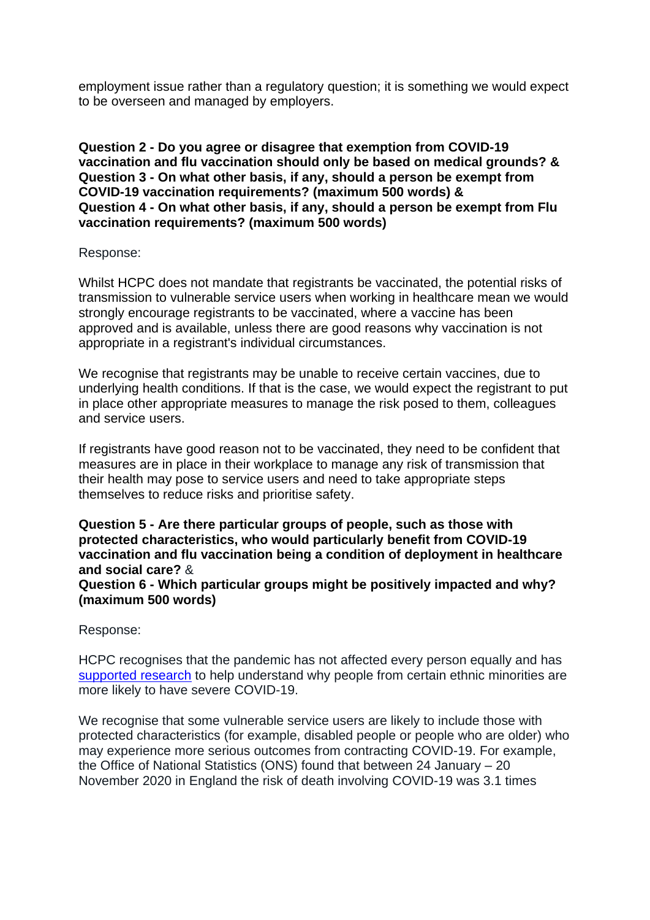employment issue rather than a regulatory question; it is something we would expect to be overseen and managed by employers.

**Question 2 - Do you agree or disagree that exemption from COVID-19 vaccination and flu vaccination should only be based on medical grounds? & Question 3 - On what other basis, if any, should a person be exempt from COVID-19 vaccination requirements? (maximum 500 words) & Question 4 - On what other basis, if any, should a person be exempt from Flu vaccination requirements? (maximum 500 words)**

Response:

Whilst HCPC does not mandate that registrants be vaccinated, the potential risks of transmission to vulnerable service users when working in healthcare mean we would strongly encourage registrants to be vaccinated, where a vaccine has been approved and is available, unless there are good reasons why vaccination is not appropriate in a registrant's individual circumstances.

We recognise that registrants may be unable to receive certain vaccines, due to underlying health conditions. If that is the case, we would expect the registrant to put in place other appropriate measures to manage the risk posed to them, colleagues and service users.

If registrants have good reason not to be vaccinated, they need to be confident that measures are in place in their workplace to manage any risk of transmission that their health may pose to service users and need to take appropriate steps themselves to reduce risks and prioritise safety.

**Question 5 - Are there particular groups of people, such as those with protected characteristics, who would particularly benefit from COVID-19 vaccination and flu vaccination being a condition of deployment in healthcare and social care?** &
**Question 6 - Which particular groups might be positively impacted and why? (maximum 500 words)**

Response:

HCPC recognises that the pandemic has not affected every person equally and has supported research to help understand why people from certain ethnic minorities are more likely to have severe COVID-19.

We recognise that some vulnerable service users are likely to include those with protected characteristics (for example, disabled people or people who are older) who may experience more serious outcomes from contracting COVID-19. For example, the Office of National Statistics (ONS) found that between 24 January – 20 November 2020 in England the risk of death involving COVID-19 was 3.1 times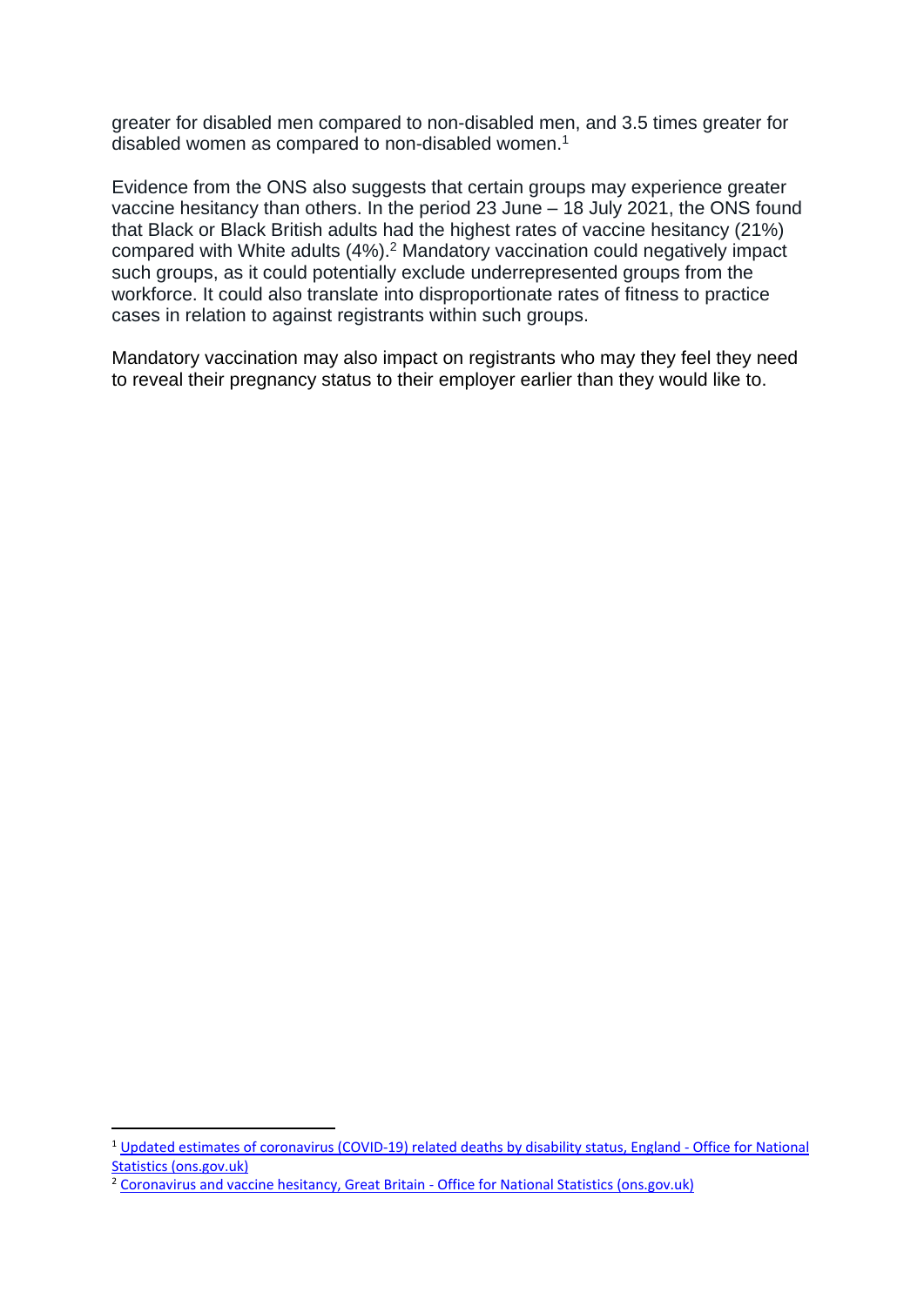greater for disabled men compared to non-disabled men, and 3.5 times greater for disabled women as compared to non-disabled women.[1]

Evidence from the ONS also suggests that certain groups may experience greater vaccine hesitancy than others. In the period 23 June – 18 July 2021, the ONS found that Black or Black British adults had the highest rates of vaccine hesitancy (21%) compared with White adults (4%).[2] Mandatory vaccination could negatively impact such groups, as it could potentially exclude underrepresented groups from the workforce. It could also translate into disproportionate rates of fitness to practice cases in relation to against registrants within such groups.

Mandatory vaccination may also impact on registrants who may they feel they need to reveal their pregnancy status to their employer earlier than they would like to.

---

[1] Updated estimates of coronavirus (COVID-19) related deaths by disability status, England - Office for National Statistics (ons.gov.uk)

[2] Coronavirus and vaccine hesitancy, Great Britain - Office for National Statistics (ons.gov.uk)